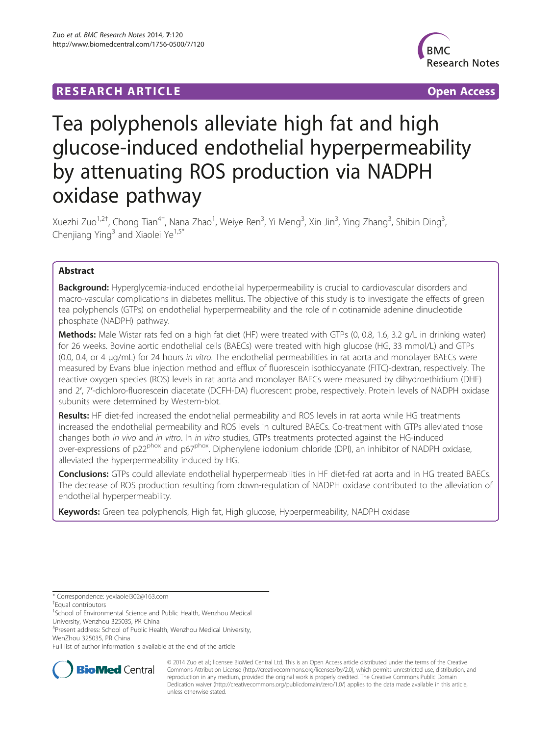RESEARCH ARTICLE Open Access

# Tea polyphenols alleviate high fat and high glucose-induced endothelial hyperpermeability by attenuating ROS production via NADPH oxidase pathway

Xuezhi Zuo[1,2†], Chong Tian[4†], Nana Zhao[1], Weiye Ren[3], Yi Meng[3], Xin Jin[3], Ying Zhang[3], Shibin Ding[3], Chenjiang Ying[3] and Xiaolei Ye[1,5*]

## Abstract

**Background:** Hyperglycemia-induced endothelial hyperpermeability is crucial to cardiovascular disorders and macro-vascular complications in diabetes mellitus. The objective of this study is to investigate the effects of green tea polyphenols (GTPs) on endothelial hyperpermeability and the role of nicotinamide adenine dinucleotide phosphate (NADPH) pathway.

**Methods:** Male Wistar rats fed on a high fat diet (HF) were treated with GTPs (0, 0.8, 1.6, 3.2 g/L in drinking water) for 26 weeks. Bovine aortic endothelial cells (BAECs) were treated with high glucose (HG, 33 mmol/L) and GTPs (0.0, 0.4, or 4 μg/mL) for 24 hours *in vitro*. The endothelial permeabilities in rat aorta and monolayer BAECs were measured by Evans blue injection method and efflux of fluorescein isothiocyanate (FITC)-dextran, respectively. The reactive oxygen species (ROS) levels in rat aorta and monolayer BAECs were measured by dihydroethidium (DHE) and 2′, 7′-dichloro-fluorescein diacetate (DCFH-DA) fluorescent probe, respectively. Protein levels of NADPH oxidase subunits were determined by Western-blot.

**Results:** HF diet-fed increased the endothelial permeability and ROS levels in rat aorta while HG treatments increased the endothelial permeability and ROS levels in cultured BAECs. Co-treatment with GTPs alleviated those changes both *in vivo* and *in vitro*. In *in vitro* studies, GTPs treatments protected against the HG-induced over-expressions of $p22^{phox}$ and $p67^{phox}$. Diphenylene iodonium chloride (DPI), an inhibitor of NADPH oxidase, alleviated the hyperpermeability induced by HG.

**Conclusions:** GTPs could alleviate endothelial hyperpermeabilities in HF diet-fed rat aorta and in HG treated BAECs. The decrease of ROS production resulting from down-regulation of NADPH oxidase contributed to the alleviation of endothelial hyperpermeability.

**Keywords:** Green tea polyphenols, High fat, High glucose, Hyperpermeability, NADPH oxidase

\* Correspondence: yexiaolei302@163.com

†Equal contributors

[1]School of Environmental Science and Public Health, Wenzhou Medical University, Wenzhou 325035, PR China

[5]Present address: School of Public Health, Wenzhou Medical University, WenZhou 325035, PR China

Full list of author information is available at the end of the article

© 2014 Zuo et al.; licensee BioMed Central Ltd. This is an Open Access article distributed under the terms of the Creative Commons Attribution License (http://creativecommons.org/licenses/by/2.0), which permits unrestricted use, distribution, and reproduction in any medium, provided the original work is properly credited. The Creative Commons Public Domain Dedication waiver (http://creativecommons.org/publicdomain/zero/1.0/) applies to the data made available in this article, unless otherwise stated.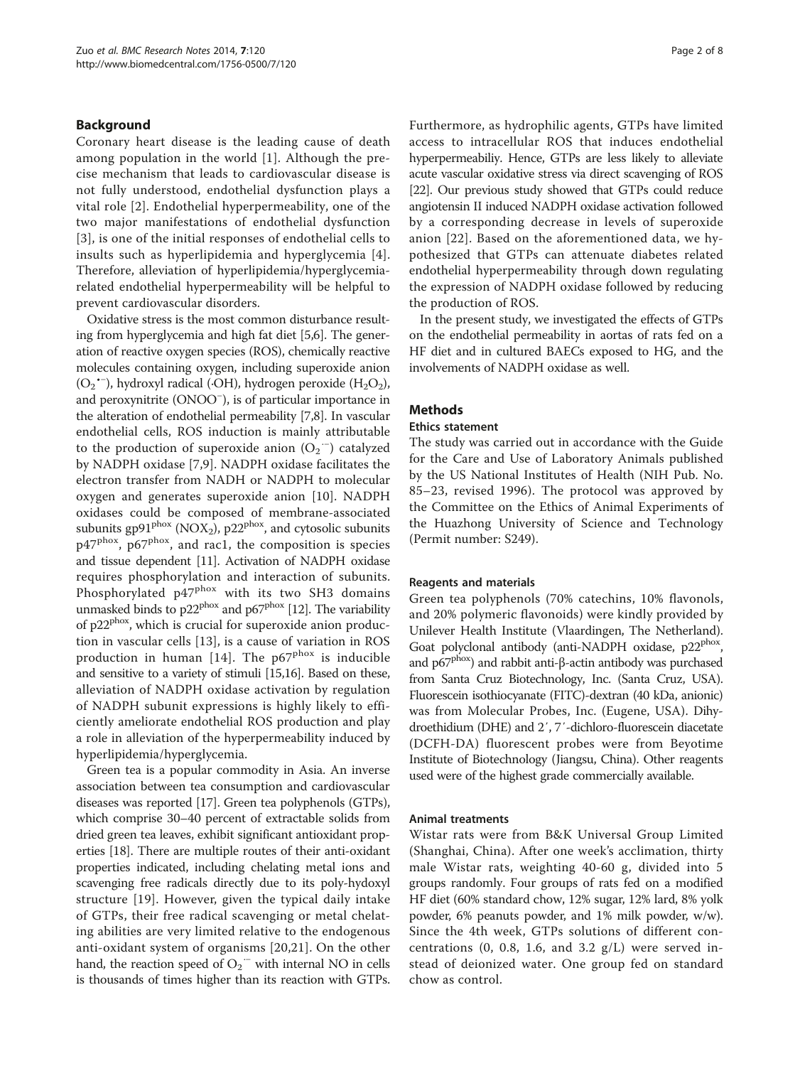## Background

Coronary heart disease is the leading cause of death among population in the world [1]. Although the precise mechanism that leads to cardiovascular disease is not fully understood, endothelial dysfunction plays a vital role [2]. Endothelial hyperpermeability, one of the two major manifestations of endothelial dysfunction [3], is one of the initial responses of endothelial cells to insults such as hyperlipidemia and hyperglycemia [4]. Therefore, alleviation of hyperlipidemia/hyperglycemia-related endothelial hyperpermeability will be helpful to prevent cardiovascular disorders.

Oxidative stress is the most common disturbance resulting from hyperglycemia and high fat diet [5,6]. The generation of reactive oxygen species (ROS), chemically reactive molecules containing oxygen, including superoxide anion ($O_2^{\bullet -}$), hydroxyl radical (·OH), hydrogen peroxide ($H_2O_2$), and peroxynitrite ($ONOO^-$), is of particular importance in the alteration of endothelial permeability [7,8]. In vascular endothelial cells, ROS induction is mainly attributable to the production of superoxide anion ($O_2^{\cdot -}$) catalyzed by NADPH oxidase [7,9]. NADPH oxidase facilitates the electron transfer from NADH or NADPH to molecular oxygen and generates superoxide anion [10]. NADPH oxidases could be composed of membrane-associated subunits gp91$^{phox}$ ($NOX_2$), p22$^{phox}$, and cytosolic subunits p47$^{phox}$, p67$^{phox}$, and rac1, the composition is species and tissue dependent [11]. Activation of NADPH oxidase requires phosphorylation and interaction of subunits. Phosphorylated p47$^{phox}$ with its two SH3 domains unmasked binds to p22$^{phox}$ and p67$^{phox}$ [12]. The variability of p22$^{phox}$, which is crucial for superoxide anion production in vascular cells [13], is a cause of variation in ROS production in human [14]. The p67$^{phox}$ is inducible and sensitive to a variety of stimuli [15,16]. Based on these, alleviation of NADPH oxidase activation by regulation of NADPH subunit expressions is highly likely to efficiently ameliorate endothelial ROS production and play a role in alleviation of the hyperpermeability induced by hyperlipidemia/hyperglycemia.

Green tea is a popular commodity in Asia. An inverse association between tea consumption and cardiovascular diseases was reported [17]. Green tea polyphenols (GTPs), which comprise 30–40 percent of extractable solids from dried green tea leaves, exhibit significant antioxidant properties [18]. There are multiple routes of their anti-oxidant properties indicated, including chelating metal ions and scavenging free radicals directly due to its poly-hydoxyl structure [19]. However, given the typical daily intake of GTPs, their free radical scavenging or metal chelating abilities are very limited relative to the endogenous anti-oxidant system of organisms [20,21]. On the other hand, the reaction speed of $O_2^{\cdot -}$ with internal NO in cells is thousands of times higher than its reaction with GTPs. Furthermore, as hydrophilic agents, GTPs have limited access to intracellular ROS that induces endothelial hyperpermeabiliy. Hence, GTPs are less likely to alleviate acute vascular oxidative stress via direct scavenging of ROS [22]. Our previous study showed that GTPs could reduce angiotensin II induced NADPH oxidase activation followed by a corresponding decrease in levels of superoxide anion [22]. Based on the aforementioned data, we hypothesized that GTPs can attenuate diabetes related endothelial hyperpermeability through down regulating the expression of NADPH oxidase followed by reducing the production of ROS.

In the present study, we investigated the effects of GTPs on the endothelial permeability in aortas of rats fed on a HF diet and in cultured BAECs exposed to HG, and the involvements of NADPH oxidase as well.

## Methods

### Ethics statement

The study was carried out in accordance with the Guide for the Care and Use of Laboratory Animals published by the US National Institutes of Health (NIH Pub. No. 85–23, revised 1996). The protocol was approved by the Committee on the Ethics of Animal Experiments of the Huazhong University of Science and Technology (Permit number: S249).

### Reagents and materials

Green tea polyphenols (70% catechins, 10% flavonols, and 20% polymeric flavonoids) were kindly provided by Unilever Health Institute (Vlaardingen, The Netherland). Goat polyclonal antibody (anti-NADPH oxidase, p22$^{phox}$, and p67$^{phox}$) and rabbit anti-β-actin antibody was purchased from Santa Cruz Biotechnology, Inc. (Santa Cruz, USA). Fluorescein isothiocyanate (FITC)-dextran (40 kDa, anionic) was from Molecular Probes, Inc. (Eugene, USA). Dihydroethidium (DHE) and 2′, 7′-dichloro-fluorescein diacetate (DCFH-DA) fluorescent probes were from Beyotime Institute of Biotechnology (Jiangsu, China). Other reagents used were of the highest grade commercially available.

### Animal treatments

Wistar rats were from B&K Universal Group Limited (Shanghai, China). After one week's acclimation, thirty male Wistar rats, weighting 40-60 g, divided into 5 groups randomly. Four groups of rats fed on a modified HF diet (60% standard chow, 12% sugar, 12% lard, 8% yolk powder, 6% peanuts powder, and 1% milk powder, w/w). Since the 4th week, GTPs solutions of different concentrations (0, 0.8, 1.6, and 3.2 g/L) were served instead of deionized water. One group fed on standard chow as control.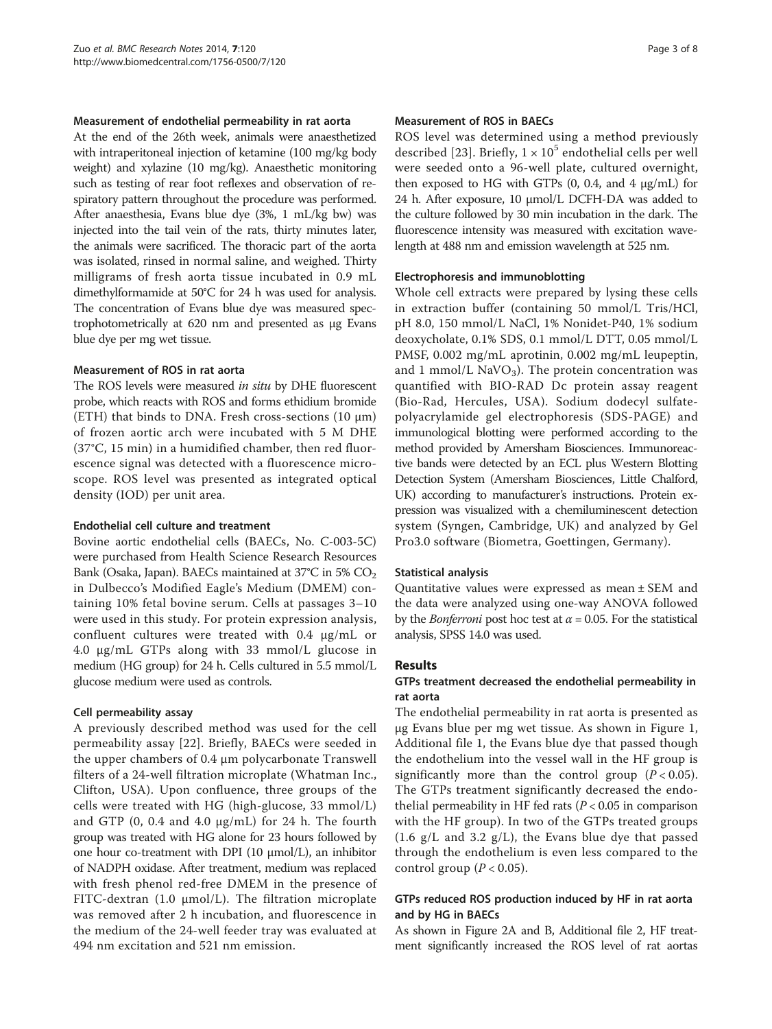#### Measurement of endothelial permeability in rat aorta

At the end of the 26th week, animals were anaesthetized with intraperitoneal injection of ketamine (100 mg/kg body weight) and xylazine (10 mg/kg). Anaesthetic monitoring such as testing of rear foot reflexes and observation of respiratory pattern throughout the procedure was performed. After anaesthesia, Evans blue dye (3%, 1 mL/kg bw) was injected into the tail vein of the rats, thirty minutes later, the animals were sacrificed. The thoracic part of the aorta was isolated, rinsed in normal saline, and weighed. Thirty milligrams of fresh aorta tissue incubated in 0.9 mL dimethylformamide at 50°C for 24 h was used for analysis. The concentration of Evans blue dye was measured spectrophotometrically at 620 nm and presented as μg Evans blue dye per mg wet tissue.

#### Measurement of ROS in rat aorta

The ROS levels were measured *in situ* by DHE fluorescent probe, which reacts with ROS and forms ethidium bromide (ETH) that binds to DNA. Fresh cross-sections (10 μm) of frozen aortic arch were incubated with 5 M DHE (37°C, 15 min) in a humidified chamber, then red fluorescence signal was detected with a fluorescence microscope. ROS level was presented as integrated optical density (IOD) per unit area.

#### Endothelial cell culture and treatment

Bovine aortic endothelial cells (BAECs, No. C-003-5C) were purchased from Health Science Research Resources Bank (Osaka, Japan). BAECs maintained at 37°C in 5% $CO_2$ in Dulbecco's Modified Eagle's Medium (DMEM) containing 10% fetal bovine serum. Cells at passages 3–10 were used in this study. For protein expression analysis, confluent cultures were treated with 0.4 μg/mL or 4.0 μg/mL GTPs along with 33 mmol/L glucose in medium (HG group) for 24 h. Cells cultured in 5.5 mmol/L glucose medium were used as controls.

#### Cell permeability assay

A previously described method was used for the cell permeability assay [22]. Briefly, BAECs were seeded in the upper chambers of 0.4 μm polycarbonate Transwell filters of a 24-well filtration microplate (Whatman Inc., Clifton, USA). Upon confluence, three groups of the cells were treated with HG (high-glucose, 33 mmol/L) and GTP (0, 0.4 and 4.0 μg/mL) for 24 h. The fourth group was treated with HG alone for 23 hours followed by one hour co-treatment with DPI (10 μmol/L), an inhibitor of NADPH oxidase. After treatment, medium was replaced with fresh phenol red-free DMEM in the presence of FITC-dextran (1.0 μmol/L). The filtration microplate was removed after 2 h incubation, and fluorescence in the medium of the 24-well feeder tray was evaluated at 494 nm excitation and 521 nm emission.

#### Measurement of ROS in BAECs

ROS level was determined using a method previously described [23]. Briefly, $1 \times 10^5$ endothelial cells per well were seeded onto a 96-well plate, cultured overnight, then exposed to HG with GTPs (0, 0.4, and 4 μg/mL) for 24 h. After exposure, 10 μmol/L DCFH-DA was added to the culture followed by 30 min incubation in the dark. The fluorescence intensity was measured with excitation wavelength at 488 nm and emission wavelength at 525 nm.

#### Electrophoresis and immunoblotting

Whole cell extracts were prepared by lysing these cells in extraction buffer (containing 50 mmol/L Tris/HCl, pH 8.0, 150 mmol/L NaCl, 1% Nonidet-P40, 1% sodium deoxycholate, 0.1% SDS, 0.1 mmol/L DTT, 0.05 mmol/L PMSF, 0.002 mg/mL aprotinin, 0.002 mg/mL leupeptin, and 1 mmol/L $NaVO_3$). The protein concentration was quantified with BIO-RAD Dc protein assay reagent (Bio-Rad, Hercules, USA). Sodium dodecyl sulfate-polyacrylamide gel electrophoresis (SDS-PAGE) and immunological blotting were performed according to the method provided by Amersham Biosciences. Immunoreactive bands were detected by an ECL plus Western Blotting Detection System (Amersham Biosciences, Little Chalford, UK) according to manufacturer's instructions. Protein expression was visualized with a chemiluminescent detection system (Syngen, Cambridge, UK) and analyzed by Gel Pro3.0 software (Biometra, Goettingen, Germany).

#### Statistical analysis

Quantitative values were expressed as mean ± SEM and the data were analyzed using one-way ANOVA followed by the *Bonferroni* post hoc test at $\alpha = 0.05$. For the statistical analysis, SPSS 14.0 was used.

## Results

### GTPs treatment decreased the endothelial permeability in rat aorta

The endothelial permeability in rat aorta is presented as μg Evans blue per mg wet tissue. As shown in Figure 1, Additional file 1, the Evans blue dye that passed though the endothelium into the vessel wall in the HF group is significantly more than the control group ($P < 0.05$). The GTPs treatment significantly decreased the endothelial permeability in HF fed rats ($P < 0.05$ in comparison with the HF group). In two of the GTPs treated groups (1.6 g/L and 3.2 g/L), the Evans blue dye that passed through the endothelium is even less compared to the control group ($P < 0.05$).

### GTPs reduced ROS production induced by HF in rat aorta and by HG in BAECs

As shown in Figure 2A and B, Additional file 2, HF treatment significantly increased the ROS level of rat aortas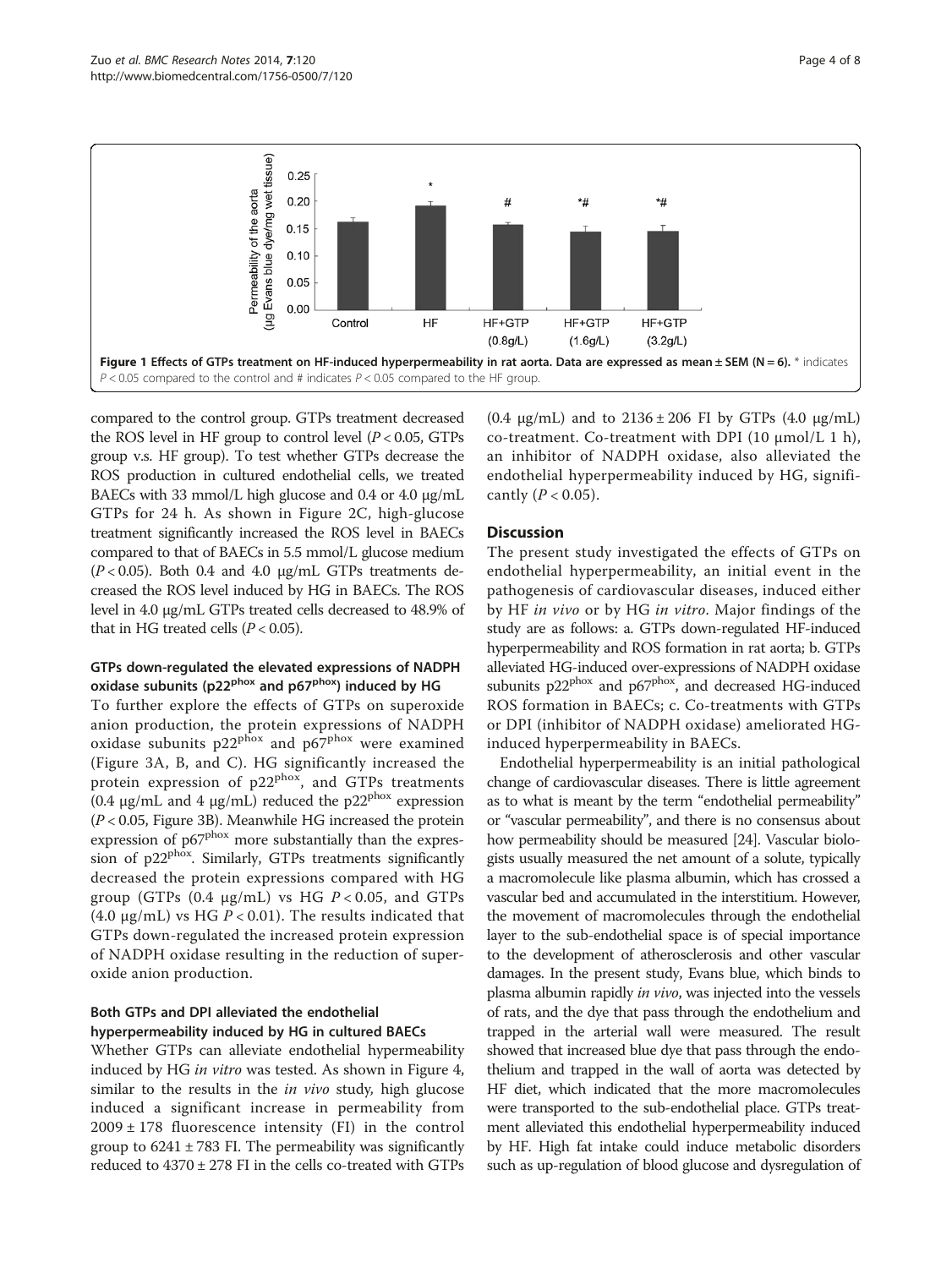Figure 1 Effects of GTPs treatment on HF-induced hyperpermeability in rat aorta. Data are expressed as mean ± SEM (N = 6). * indicates $P < 0.05$ compared to the control and # indicates $P < 0.05$ compared to the HF group.

compared to the control group. GTPs treatment decreased the ROS level in HF group to control level ($P < 0.05$, GTPs group v.s. HF group). To test whether GTPs decrease the ROS production in cultured endothelial cells, we treated BAECs with 33 mmol/L high glucose and 0.4 or 4.0 μg/mL GTPs for 24 h. As shown in Figure 2C, high-glucose treatment significantly increased the ROS level in BAECs compared to that of BAECs in 5.5 mmol/L glucose medium ($P < 0.05$). Both 0.4 and 4.0 μg/mL GTPs treatments decreased the ROS level induced by HG in BAECs. The ROS level in 4.0 μg/mL GTPs treated cells decreased to 48.9% of that in HG treated cells ($P < 0.05$).

### GTPs down-regulated the elevated expressions of NADPH oxidase subunits ($p22^{phox}$ and $p67^{phox}$) induced by HG

To further explore the effects of GTPs on superoxide anion production, the protein expressions of NADPH oxidase subunits $p22^{phox}$ and $p67^{phox}$ were examined (Figure 3A, B, and C). HG significantly increased the protein expression of $p22^{phox}$, and GTPs treatments (0.4 μg/mL and 4 μg/mL) reduced the $p22^{phox}$ expression ($P < 0.05$, Figure 3B). Meanwhile HG increased the protein expression of $p67^{phox}$ more substantially than the expression of $p22^{phox}$. Similarly, GTPs treatments significantly decreased the protein expressions compared with HG group (GTPs (0.4 μg/mL) vs HG $P < 0.05$, and GTPs (4.0 μg/mL) vs HG $P < 0.01$). The results indicated that GTPs down-regulated the increased protein expression of NADPH oxidase resulting in the reduction of superoxide anion production.

### Both GTPs and DPI alleviated the endothelial hyperpermeability induced by HG in cultured BAECs

Whether GTPs can alleviate endothelial hypermeability induced by HG *in vitro* was tested. As shown in Figure 4, similar to the results in the *in vivo* study, high glucose induced a significant increase in permeability from 2009 ± 178 fluorescence intensity (FI) in the control group to 6241 ± 783 FI. The permeability was significantly reduced to 4370 ± 278 FI in the cells co-treated with GTPs (0.4 μg/mL) and to 2136 ± 206 FI by GTPs (4.0 μg/mL) co-treatment. Co-treatment with DPI (10 μmol/L 1 h), an inhibitor of NADPH oxidase, also alleviated the endothelial hyperpermeability induced by HG, significantly ($P < 0.05$).

## Discussion

The present study investigated the effects of GTPs on endothelial hyperpermeability, an initial event in the pathogenesis of cardiovascular diseases, induced either by HF *in vivo* or by HG *in vitro*. Major findings of the study are as follows: a. GTPs down-regulated HF-induced hyperpermeability and ROS formation in rat aorta; b. GTPs alleviated HG-induced over-expressions of NADPH oxidase subunits $p22^{phox}$ and $p67^{phox}$, and decreased HG-induced ROS formation in BAECs; c. Co-treatments with GTPs or DPI (inhibitor of NADPH oxidase) ameliorated HG-induced hyperpermeability in BAECs.

Endothelial hyperpermeability is an initial pathological change of cardiovascular diseases. There is little agreement as to what is meant by the term "endothelial permeability" or "vascular permeability", and there is no consensus about how permeability should be measured [24]. Vascular biologists usually measured the net amount of a solute, typically a macromolecule like plasma albumin, which has crossed a vascular bed and accumulated in the interstitium. However, the movement of macromolecules through the endothelial layer to the sub-endothelial space is of special importance to the development of atherosclerosis and other vascular damages. In the present study, Evans blue, which binds to plasma albumin rapidly *in vivo*, was injected into the vessels of rats, and the dye that pass through the endothelium and trapped in the arterial wall were measured. The result showed that increased blue dye that pass through the endothelium and trapped in the wall of aorta was detected by HF diet, which indicated that the more macromolecules were transported to the sub-endothelial place. GTPs treatment alleviated this endothelial hyperpermeability induced by HF. High fat intake could induce metabolic disorders such as up-regulation of blood glucose and dysregulation of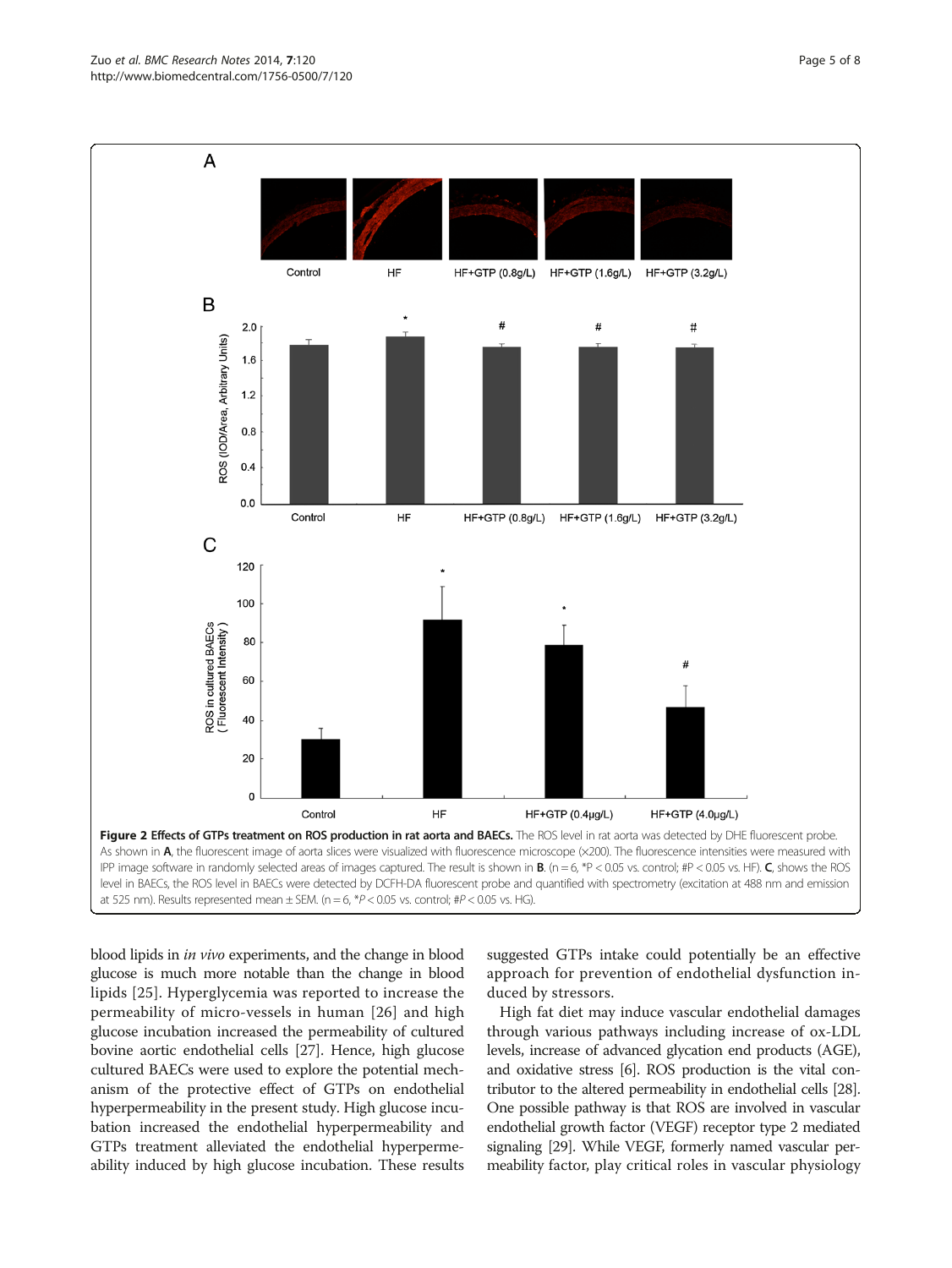**Figure 2 Effects of GTPs treatment on ROS production in rat aorta and BAECs.** The ROS level in rat aorta was detected by DHE fluorescent probe. As shown in **A**, the fluorescent image of aorta slices were visualized with fluorescence microscope (×200). The fluorescence intensities were measured with IPP image software in randomly selected areas of images captured. The result is shown in **B**. (n = 6, *P < 0.05 vs. control; #P < 0.05 vs. HF). **C**, shows the ROS level in BAECs, the ROS level in BAECs were detected by DCFH-DA fluorescent probe and quantified with spectrometry (excitation at 488 nm and emission at 525 nm). Results represented mean ± SEM. (n = 6, *P < 0.05 vs. control; #P < 0.05 vs. HG).

blood lipids in *in vivo* experiments, and the change in blood glucose is much more notable than the change in blood lipids [25]. Hyperglycemia was reported to increase the permeability of micro-vessels in human [26] and high glucose incubation increased the permeability of cultured bovine aortic endothelial cells [27]. Hence, high glucose cultured BAECs were used to explore the potential mechanism of the protective effect of GTPs on endothelial hyperpermeability in the present study. High glucose incubation increased the endothelial hyperpermeability and GTPs treatment alleviated the endothelial hyperpermeability induced by high glucose incubation. These results suggested GTPs intake could potentially be an effective approach for prevention of endothelial dysfunction induced by stressors.

High fat diet may induce vascular endothelial damages through various pathways including increase of ox-LDL levels, increase of advanced glycation end products (AGE), and oxidative stress [6]. ROS production is the vital contributor to the altered permeability in endothelial cells [28]. One possible pathway is that ROS are involved in vascular endothelial growth factor (VEGF) receptor type 2 mediated signaling [29]. While VEGF, formerly named vascular permeability factor, play critical roles in vascular physiology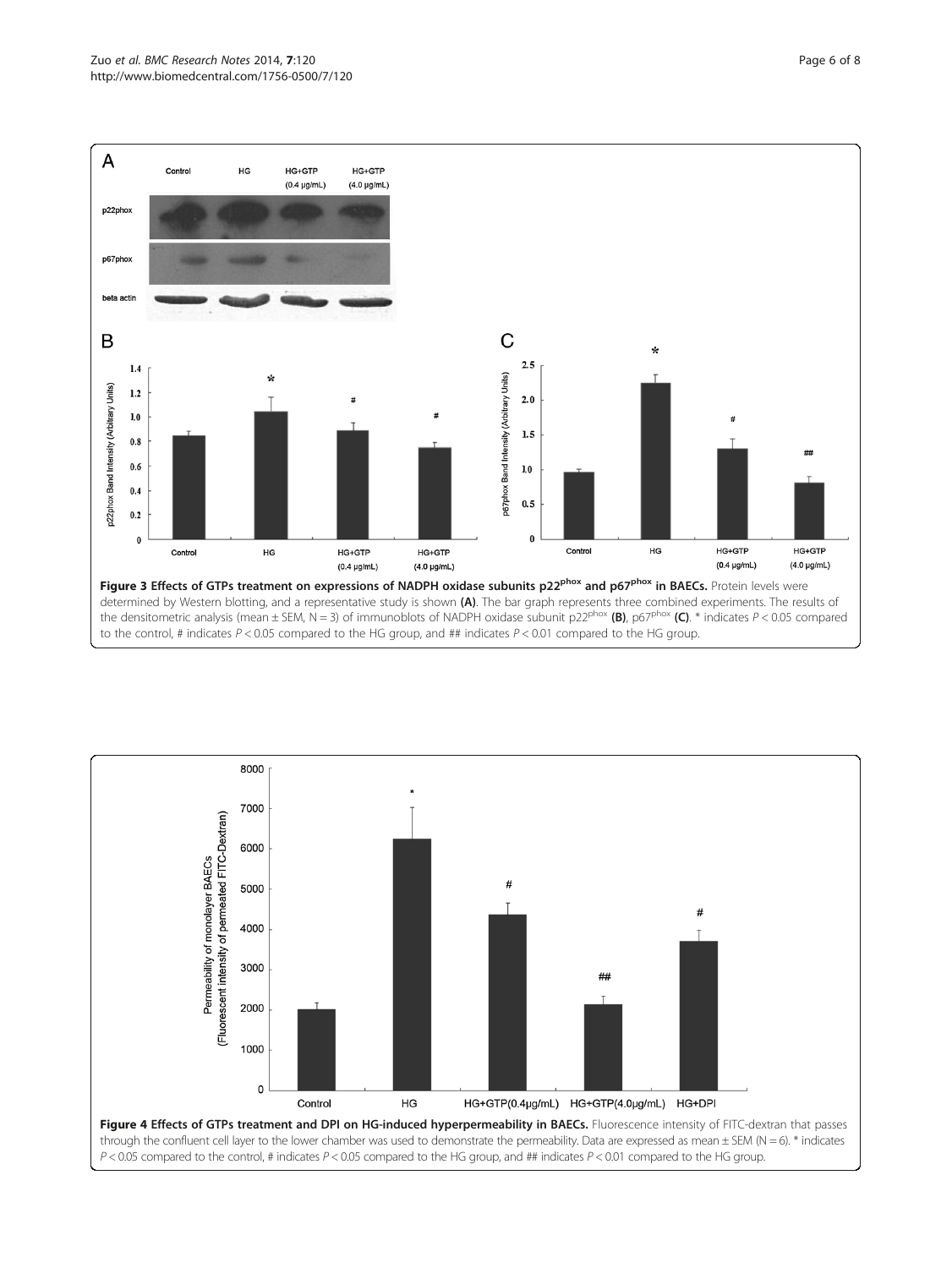**Figure 3 Effects of GTPs treatment on expressions of NADPH oxidase subunits p22$^{phox}$ and p67$^{phox}$ in BAECs.** Protein levels were determined by Western blotting, and a representative study is shown **(A)**. The bar graph represents three combined experiments. The results of the densitometric analysis (mean ± SEM, N = 3) of immunoblots of NADPH oxidase subunit p22$^{phox}$ **(B)**, p67$^{phox}$ **(C)**. * indicates $P < 0.05$ compared to the control, # indicates $P < 0.05$ compared to the HG group, and ## indicates $P < 0.01$ compared to the HG group.

**Figure 4 Effects of GTPs treatment and DPI on HG-induced hyperpermeability in BAECs.** Fluorescence intensity of FITC-dextran that passes through the confluent cell layer to the lower chamber was used to demonstrate the permeability. Data are expressed as mean ± SEM (N = 6). * indicates $P < 0.05$ compared to the control, # indicates $P < 0.05$ compared to the HG group, and ## indicates $P < 0.01$ compared to the HG group.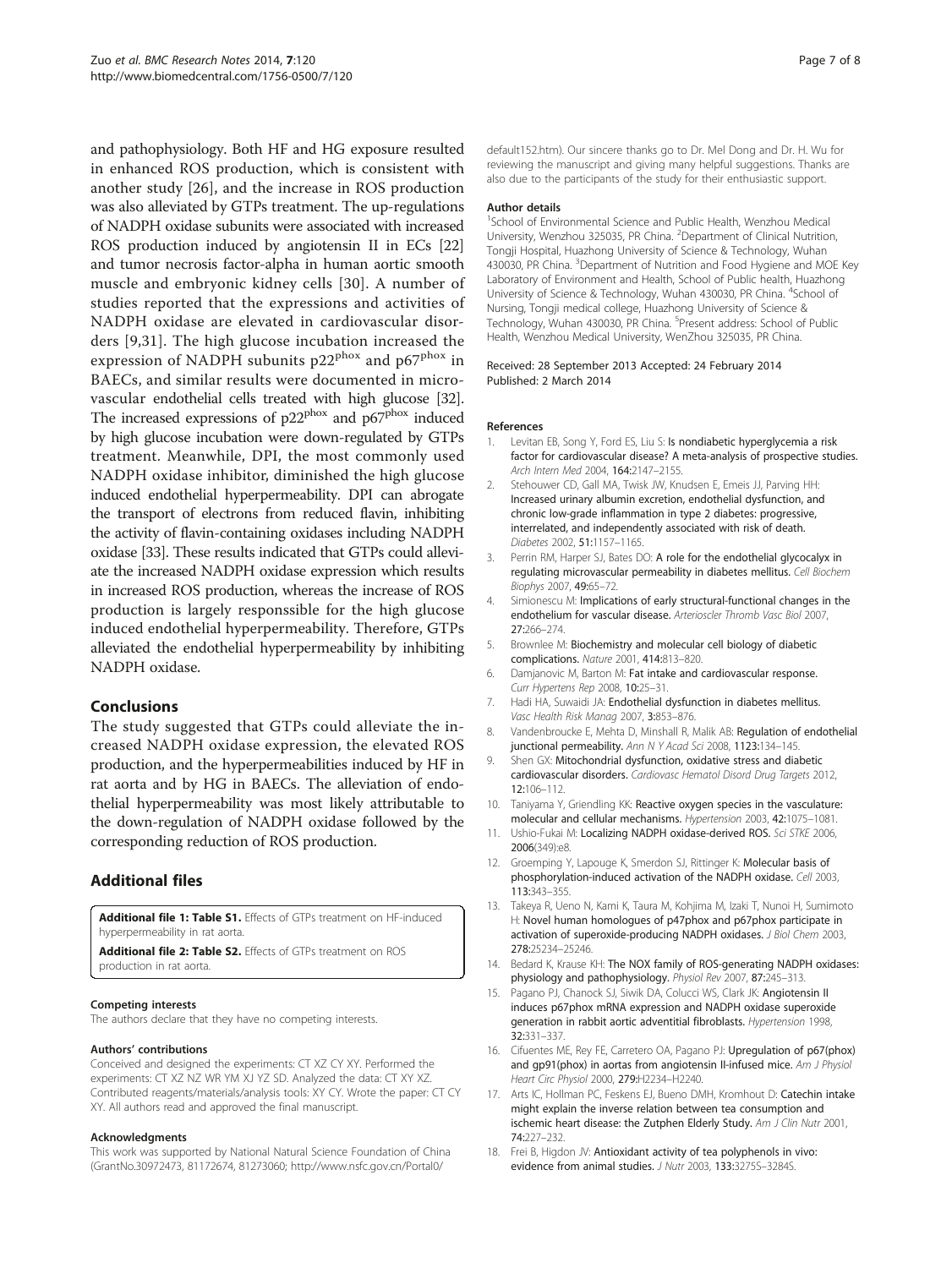and pathophysiology. Both HF and HG exposure resulted in enhanced ROS production, which is consistent with another study [26], and the increase in ROS production was also alleviated by GTPs treatment. The up-regulations of NADPH oxidase subunits were associated with increased ROS production induced by angiotensin II in ECs [22] and tumor necrosis factor-alpha in human aortic smooth muscle and embryonic kidney cells [30]. A number of studies reported that the expressions and activities of NADPH oxidase are elevated in cardiovascular disorders [9,31]. The high glucose incubation increased the expression of NADPH subunits $p22^{phox}$ and $p67^{phox}$ in BAECs, and similar results were documented in microvascular endothelial cells treated with high glucose [32]. The increased expressions of $p22^{phox}$ and $p67^{phox}$ induced by high glucose incubation were down-regulated by GTPs treatment. Meanwhile, DPI, the most commonly used NADPH oxidase inhibitor, diminished the high glucose induced endothelial hyperpermeability. DPI can abrogate the transport of electrons from reduced flavin, inhibiting the activity of flavin-containing oxidases including NADPH oxidase [33]. These results indicated that GTPs could alleviate the increased NADPH oxidase expression which results in increased ROS production, whereas the increase of ROS production is largely responssible for the high glucose induced endothelial hyperpermeability. Therefore, GTPs alleviated the endothelial hyperpermeability by inhibiting NADPH oxidase.

## Conclusions

The study suggested that GTPs could alleviate the increased NADPH oxidase expression, the elevated ROS production, and the hyperpermeabilities induced by HF in rat aorta and by HG in BAECs. The alleviation of endothelial hyperpermeability was most likely attributable to the down-regulation of NADPH oxidase followed by the corresponding reduction of ROS production.

## Additional files

**Additional file 1: Table S1.** Effects of GTPs treatment on HF-induced hyperpermeability in rat aorta.

**Additional file 2: Table S2.** Effects of GTPs treatment on ROS production in rat aorta.

#### Competing interests

The authors declare that they have no competing interests.

#### Authors' contributions

Conceived and designed the experiments: CT XZ CY XY. Performed the experiments: CT XZ NZ WR YM XJ YZ SD. Analyzed the data: CT XY XZ. Contributed reagents/materials/analysis tools: XY CY. Wrote the paper: CT CY XY. All authors read and approved the final manuscript.

#### Acknowledgments

This work was supported by National Natural Science Foundation of China (GrantNo.30972473, 81172674, 81273060; http://www.nsfc.gov.cn/Portal0/default152.htm). Our sincere thanks go to Dr. Mel Dong and Dr. H. Wu for reviewing the manuscript and giving many helpful suggestions. Thanks are also due to the participants of the study for their enthusiastic support.

#### Author details

[1]School of Environmental Science and Public Health, Wenzhou Medical University, Wenzhou 325035, PR China. [2]Department of Clinical Nutrition, Tongji Hospital, Huazhong University of Science & Technology, Wuhan 430030, PR China. [3]Department of Nutrition and Food Hygiene and MOE Key Laboratory of Environment and Health, School of Public health, Huazhong University of Science & Technology, Wuhan 430030, PR China. [4]School of Nursing, Tongji medical college, Huazhong University of Science & Technology, Wuhan 430030, PR China. [5]Present address: School of Public Health, Wenzhou Medical University, WenZhou 325035, PR China.

Received: 28 September 2013 Accepted: 24 February 2014
Published: 2 March 2014

#### References

1. Levitan EB, Song Y, Ford ES, Liu S: **Is nondiabetic hyperglycemia a risk factor for cardiovascular disease? A meta-analysis of prospective studies.** *Arch Intern Med* 2004, **164:**2147–2155.
2. Stehouwer CD, Gall MA, Twisk JW, Knudsen E, Emeis JJ, Parving HH: **Increased urinary albumin excretion, endothelial dysfunction, and chronic low-grade inflammation in type 2 diabetes: progressive, interrelated, and independently associated with risk of death.** *Diabetes* 2002, **51:**1157–1165.
3. Perrin RM, Harper SJ, Bates DO: **A role for the endothelial glycocalyx in regulating microvascular permeability in diabetes mellitus.** *Cell Biochem Biophys* 2007, **49:**65–72.
4. Simionescu M: **Implications of early structural-functional changes in the endothelium for vascular disease.** *Arterioscler Thromb Vasc Biol* 2007, **27:**266–274.
5. Brownlee M: **Biochemistry and molecular cell biology of diabetic complications.** *Nature* 2001, **414:**813–820.
6. Damjanovic M, Barton M: **Fat intake and cardiovascular response.** *Curr Hypertens Rep* 2008, **10:**25–31.
7. Hadi HA, Suwaidi JA: **Endothelial dysfunction in diabetes mellitus.** *Vasc Health Risk Manag* 2007, **3:**853–876.
8. Vandenbroucke E, Mehta D, Minshall R, Malik AB: **Regulation of endothelial junctional permeability.** *Ann N Y Acad Sci* 2008, **1123:**134–145.
9. Shen GX: **Mitochondrial dysfunction, oxidative stress and diabetic cardiovascular disorders.** *Cardiovasc Hematol Disord Drug Targets* 2012, **12:**106–112.
10. Taniyama Y, Griendling KK: **Reactive oxygen species in the vasculature: molecular and cellular mechanisms.** *Hypertension* 2003, **42:**1075–1081.
11. Ushio-Fukai M: **Localizing NADPH oxidase-derived ROS.** *Sci STKE* 2006, **2006**(349):re8.
12. Groemping Y, Lapouge K, Smerdon SJ, Rittinger K: **Molecular basis of phosphorylation-induced activation of the NADPH oxidase.** *Cell* 2003, **113:**343–355.
13. Takeya R, Ueno N, Kami K, Taura M, Kohjima M, Izaki T, Nunoi H, Sumimoto H: **Novel human homologues of p47phox and p67phox participate in activation of superoxide-producing NADPH oxidases.** *J Biol Chem* 2003, **278:**25234–25246.
14. Bedard K, Krause KH: **The NOX family of ROS-generating NADPH oxidases: physiology and pathophysiology.** *Physiol Rev* 2007, **87:**245–313.
15. Pagano PJ, Chanock SJ, Siwik DA, Colucci WS, Clark JK: **Angiotensin II induces p67phox mRNA expression and NADPH oxidase superoxide generation in rabbit aortic adventitial fibroblasts.** *Hypertension* 1998, **32:**331–337.
16. Cifuentes ME, Rey FE, Carretero OA, Pagano PJ: **Upregulation of p67(phox) and gp91(phox) in aortas from angiotensin II-infused mice.** *Am J Physiol Heart Circ Physiol* 2000, **279:**H2234–H2240.
17. Arts IC, Hollman PC, Feskens EJ, Bueno DMH, Kromhout D: **Catechin intake might explain the inverse relation between tea consumption and ischemic heart disease: the Zutphen Elderly Study.** *Am J Clin Nutr* 2001, **74:**227–232.
18. Frei B, Higdon JV: **Antioxidant activity of tea polyphenols in vivo: evidence from animal studies.** *J Nutr* 2003, **133:**3275S–3284S.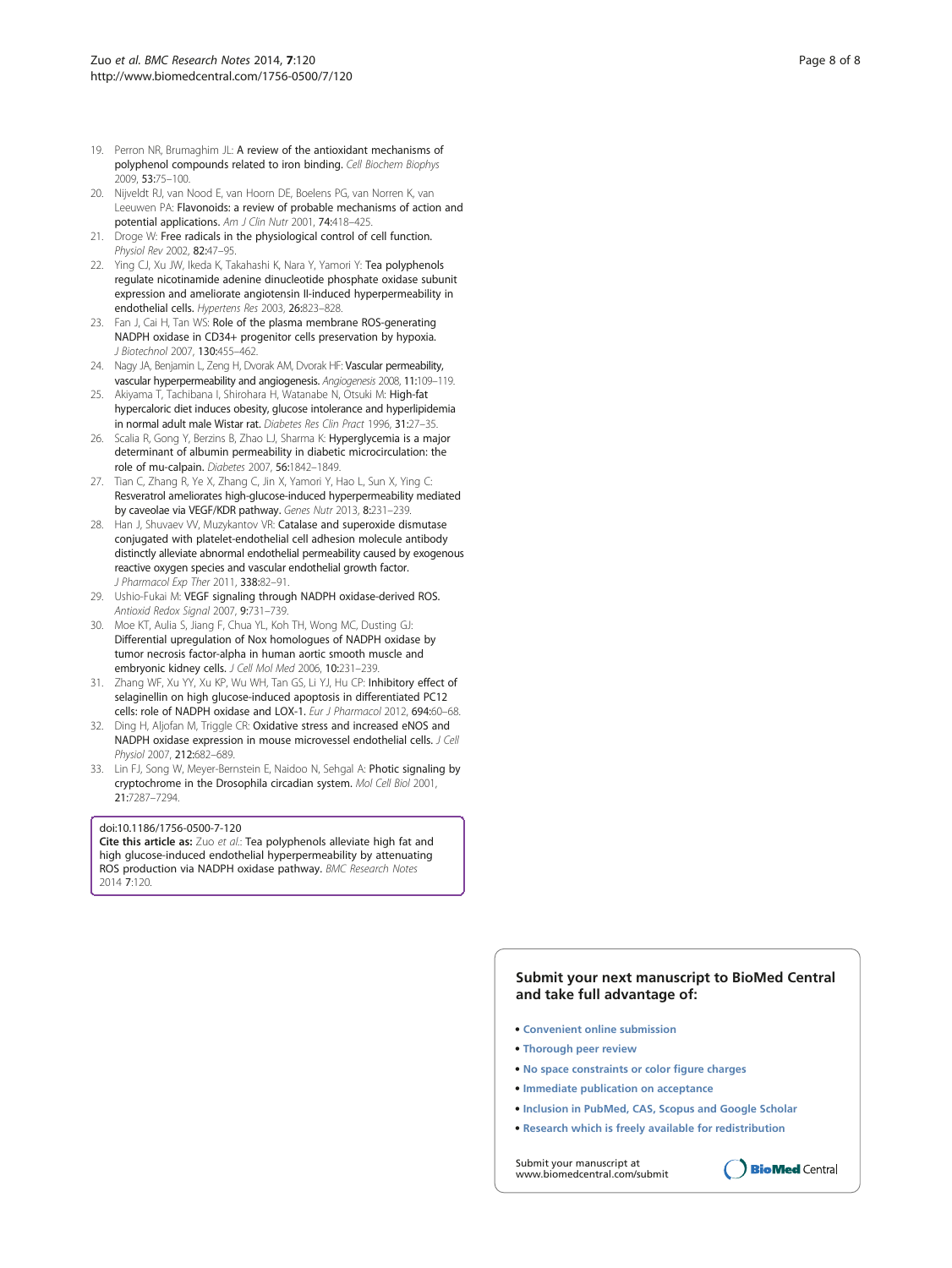19. Perron NR, Brumaghim JL: **A review of the antioxidant mechanisms of polyphenol compounds related to iron binding.** *Cell Biochem Biophys* 2009, **53:**75–100.
20. Nijveldt RJ, van Nood E, van Hoorn DE, Boelens PG, van Norren K, van Leeuwen PA: **Flavonoids: a review of probable mechanisms of action and potential applications.** *Am J Clin Nutr* 2001, **74:**418–425.
21. Droge W: **Free radicals in the physiological control of cell function.** *Physiol Rev* 2002, **82:**47–95.
22. Ying CJ, Xu JW, Ikeda K, Takahashi K, Nara Y, Yamori Y: **Tea polyphenols regulate nicotinamide adenine dinucleotide phosphate oxidase subunit expression and ameliorate angiotensin II-induced hyperpermeability in endothelial cells.** *Hypertens Res* 2003, **26:**823–828.
23. Fan J, Cai H, Tan WS: **Role of the plasma membrane ROS-generating NADPH oxidase in CD34+ progenitor cells preservation by hypoxia.** *J Biotechnol* 2007, **130:**455–462.
24. Nagy JA, Benjamin L, Zeng H, Dvorak AM, Dvorak HF: **Vascular permeability, vascular hyperpermeability and angiogenesis.** *Angiogenesis* 2008, **11:**109–119.
25. Akiyama T, Tachibana I, Shirohara H, Watanabe N, Otsuki M: **High-fat hypercaloric diet induces obesity, glucose intolerance and hyperlipidemia in normal adult male Wistar rat.** *Diabetes Res Clin Pract* 1996, **31:**27–35.
26. Scalia R, Gong Y, Berzins B, Zhao LJ, Sharma K: **Hyperglycemia is a major determinant of albumin permeability in diabetic microcirculation: the role of mu-calpain.** *Diabetes* 2007, **56:**1842–1849.
27. Tian C, Zhang R, Ye X, Zhang C, Jin X, Yamori Y, Hao L, Sun X, Ying C: **Resveratrol ameliorates high-glucose-induced hyperpermeability mediated by caveolae via VEGF/KDR pathway.** *Genes Nutr* 2013, **8:**231–239.
28. Han J, Shuvaev VV, Muzykantov VR: **Catalase and superoxide dismutase conjugated with platelet-endothelial cell adhesion molecule antibody distinctly alleviate abnormal endothelial permeability caused by exogenous reactive oxygen species and vascular endothelial growth factor.** *J Pharmacol Exp Ther* 2011, **338:**82–91.
29. Ushio-Fukai M: **VEGF signaling through NADPH oxidase-derived ROS.** *Antioxid Redox Signal* 2007, **9:**731–739.
30. Moe KT, Aulia S, Jiang F, Chua YL, Koh TH, Wong MC, Dusting GJ: **Differential upregulation of Nox homologues of NADPH oxidase by tumor necrosis factor-alpha in human aortic smooth muscle and embryonic kidney cells.** *J Cell Mol Med* 2006, **10:**231–239.
31. Zhang WF, Xu YY, Xu KP, Wu WH, Tan GS, Li YJ, Hu CP: **Inhibitory effect of selaginellin on high glucose-induced apoptosis in differentiated PC12 cells: role of NADPH oxidase and LOX-1.** *Eur J Pharmacol* 2012, **694:**60–68.
32. Ding H, Aljofan M, Triggle CR: **Oxidative stress and increased eNOS and NADPH oxidase expression in mouse microvessel endothelial cells.** *J Cell Physiol* 2007, **212:**682–689.
33. Lin FJ, Song W, Meyer-Bernstein E, Naidoo N, Sehgal A: **Photic signaling by cryptochrome in the Drosophila circadian system.** *Mol Cell Biol* 2001, **21:**7287–7294.

doi:10.1186/1756-0500-7-120

**Cite this article as:** Zuo *et al.*: Tea polyphenols alleviate high fat and high glucose-induced endothelial hyperpermeability by attenuating ROS production via NADPH oxidase pathway. *BMC Research Notes* 2014 **7**:120.

**Submit your next manuscript to BioMed Central and take full advantage of:**

- **Convenient online submission**
- **Thorough peer review**
- **No space constraints or color figure charges**
- **Immediate publication on acceptance**
- **Inclusion in PubMed, CAS, Scopus and Google Scholar**
- **Research which is freely available for redistribution**

Submit your manuscript at
www.biomedcentral.com/submit

BioMed Central